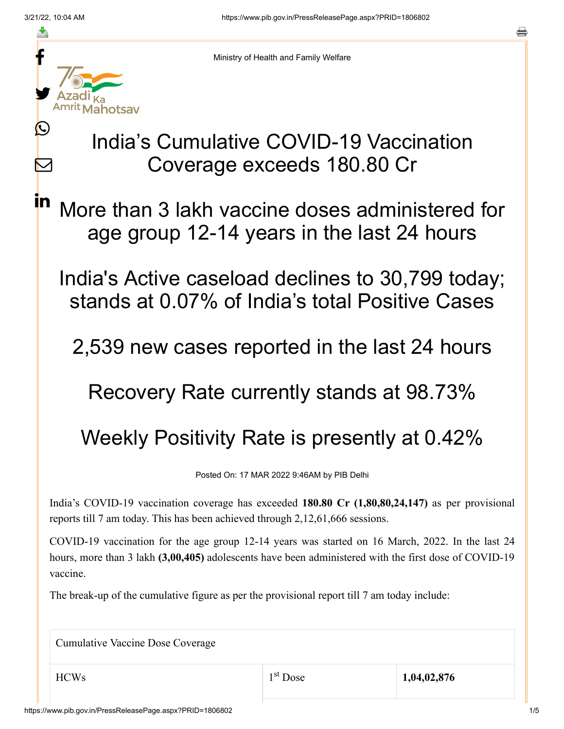Ministry of Health and Family Welfare

# India's Cumulative COVID-19 Vaccination Coverage exceeds 180.80 Cr

## More than 3 lakh vaccine doses administered for age group 12-14 years in the last 24 hours

## India's Active caseload declines to 30,799 today; stands at 0.07% of India's total Positive Cases

## 2,539 new cases reported in the last 24 hours

## Recovery Rate currently stands at 98.73%

## Weekly Positivity Rate is presently at 0.42%

Posted On: 17 MAR 2022 9:46AM by PIB Delhi

India's COVID-19 vaccination coverage has exceeded **180.80 Cr (1,80,80,24,147)** as per provisional reports till 7 am today. This has been achieved through 2,12,61,666 sessions.

COVID-19 vaccination for the age group 12-14 years was started on 16 March, 2022. In the last 24 hours, more than 3 lakh **(3,00,405)** adolescents have been administered with the first dose of COVID-19 vaccine.

The break-up of the cumulative figure as per the provisional report till 7 am today include:

| Cumulative Vaccine Dose Coverage | | |
|---|---|---|
| HCWs | 1st Dose | **1,04,02,876** |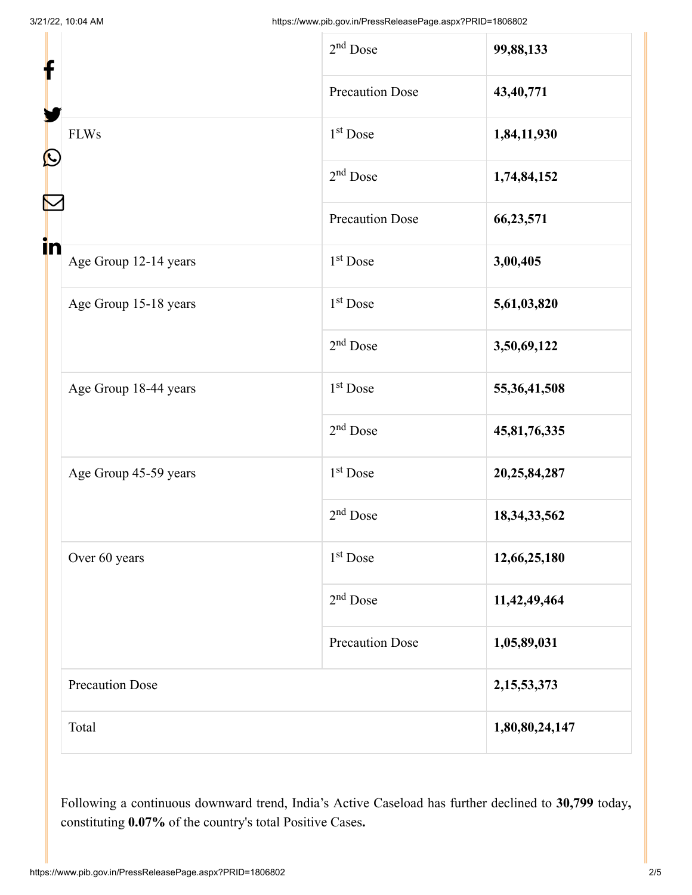| | | |
|---|---|---|
| | 2nd Dose | **99,88,133** |
| | Precaution Dose | **43,40,771** |
| FLWs | 1st Dose | **1,84,11,930** |
| | 2nd Dose | **1,74,84,152** |
| | Precaution Dose | **66,23,571** |
| Age Group 12-14 years | 1st Dose | **3,00,405** |
| Age Group 15-18 years | 1st Dose | **5,61,03,820** |
| | 2nd Dose | **3,50,69,122** |
| Age Group 18-44 years | 1st Dose | **55,36,41,508** |
| | 2nd Dose | **45,81,76,335** |
| Age Group 45-59 years | 1st Dose | **20,25,84,287** |
| | 2nd Dose | **18,34,33,562** |
| Over 60 years | 1st Dose | **12,66,25,180** |
| | 2nd Dose | **11,42,49,464** |
| | Precaution Dose | **1,05,89,031** |
| Precaution Dose | | **2,15,53,373** |
| Total | | **1,80,80,24,147** |

Following a continuous downward trend, India's Active Caseload has further declined to **30,799** today**,** constituting **0.07%** of the country's total Positive Cases**.**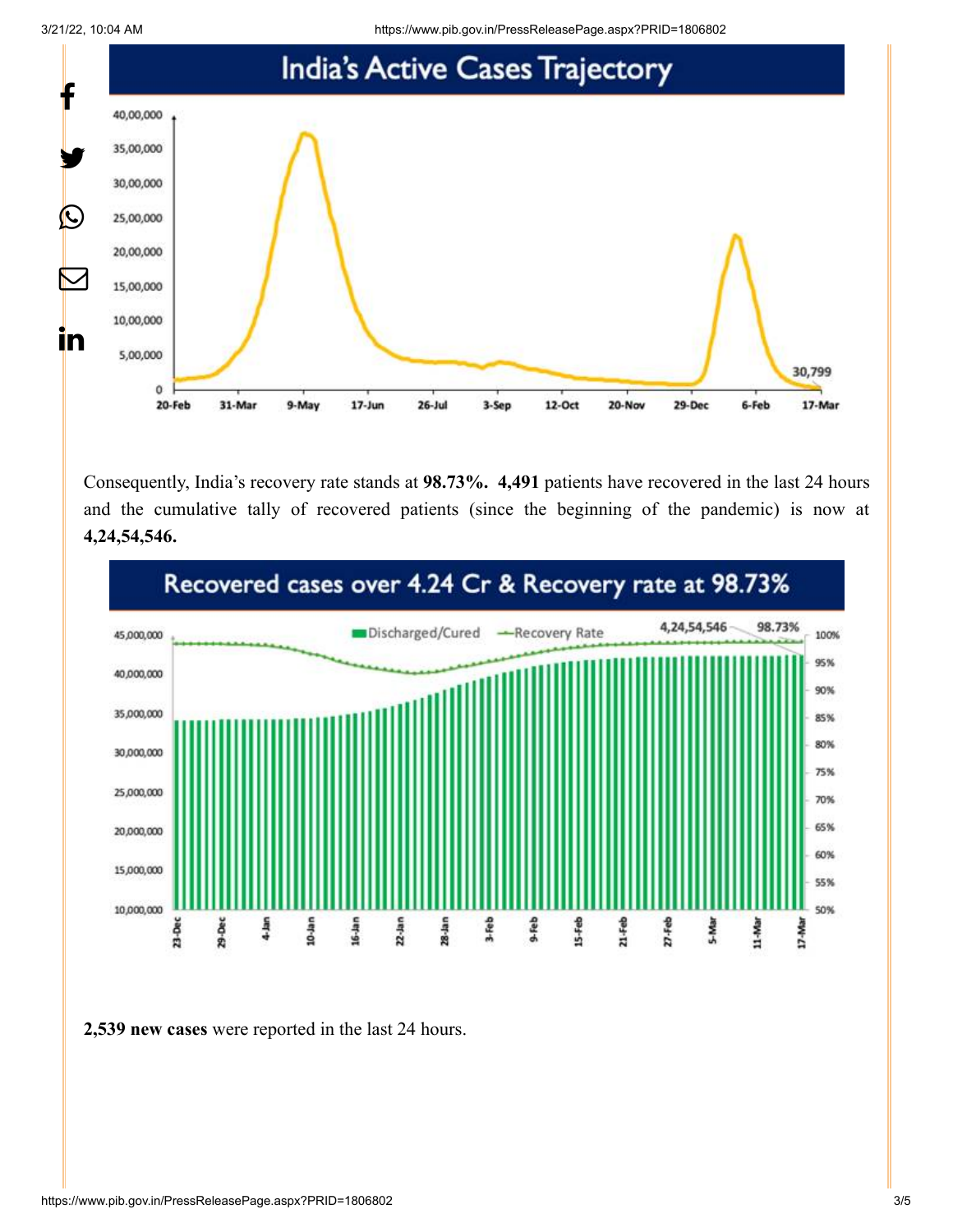## India's Active Cases Trajectory

Consequently, India's recovery rate stands at **98.73%.** **4,491** patients have recovered in the last 24 hours and the cumulative tally of recovered patients (since the beginning of the pandemic) is now at **4,24,54,546.**

## Recovered cases over 4.24 Cr & Recovery rate at 98.73%

**2,539 new cases** were reported in the last 24 hours.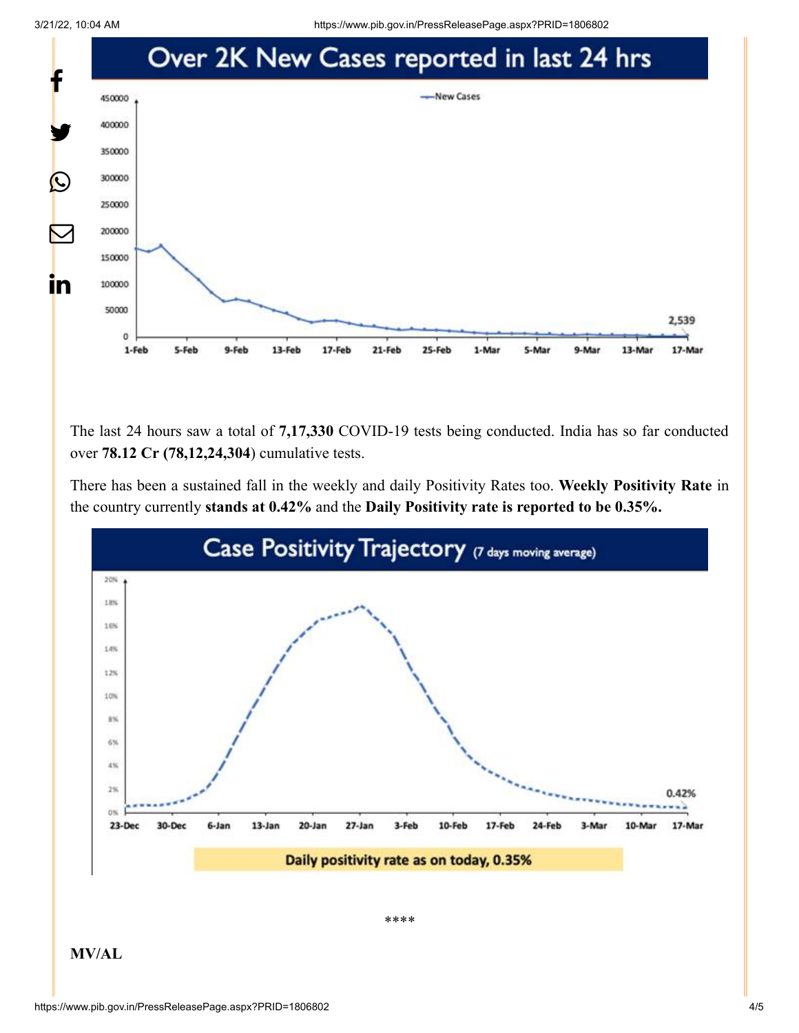## Over 2K New Cases reported in last 24 hrs

The last 24 hours saw a total of **7,17,330** COVID-19 tests being conducted. India has so far conducted over **78.12 Cr (78,12,24,304**) cumulative tests.

There has been a sustained fall in the weekly and daily Positivity Rates too. **Weekly Positivity Rate** in the country currently **stands at 0.42%** and the **Daily Positivity rate is reported to be 0.35%.**

## Case Positivity Trajectory (7 days moving average)

Daily positivity rate as on today, 0.35%

****

**MV/AL**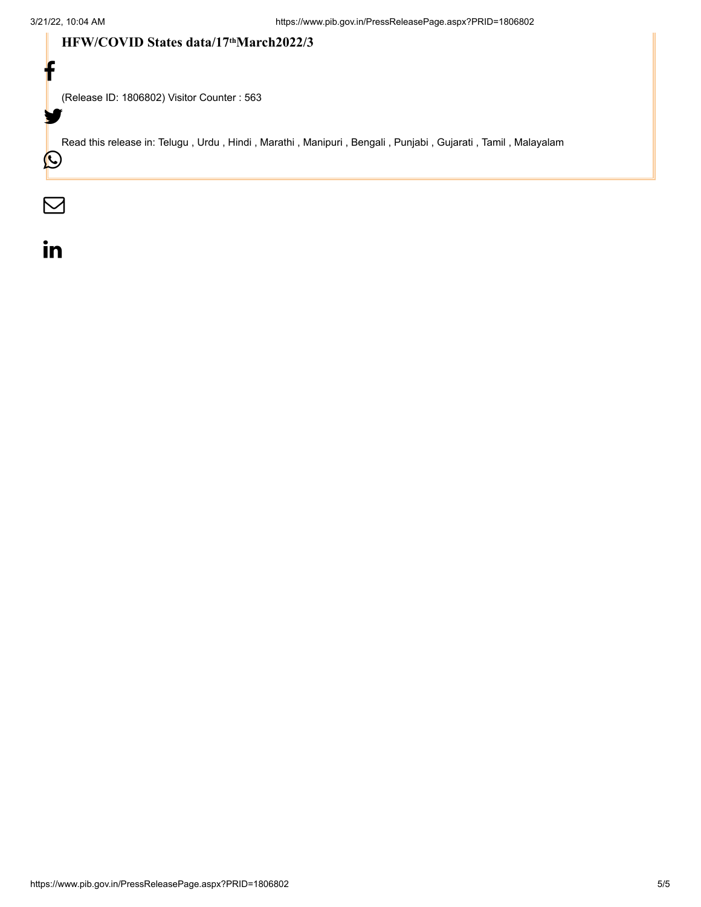**HFW/COVID States data/17thMarch2022/3**

(Release ID: 1806802) Visitor Counter : 563

Read this release in: Telugu , Urdu , Hindi , Marathi , Manipuri , Bengali , Punjabi , Gujarati , Tamil , Malayalam